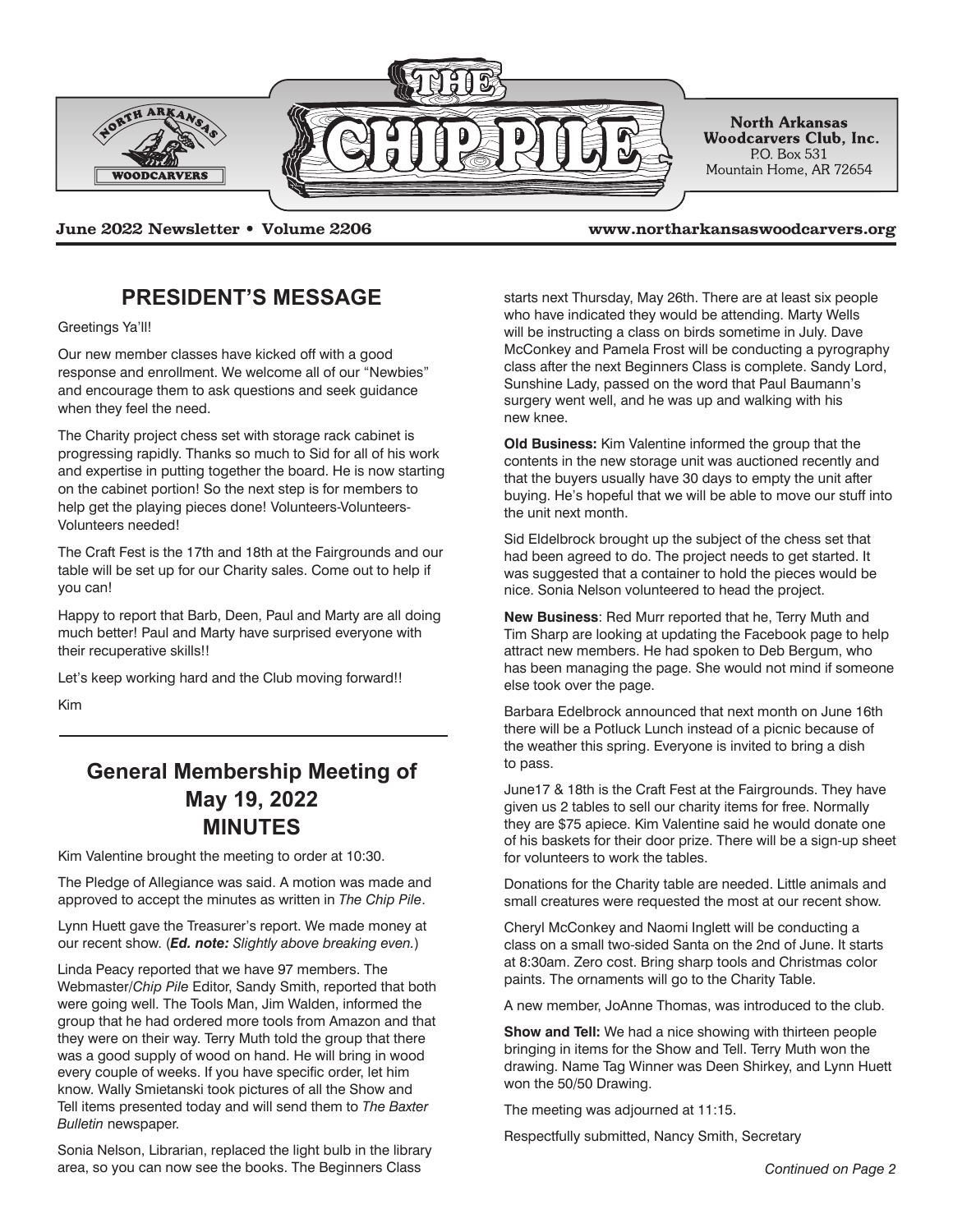# THE CHIP PILE

**North Arkansas Woodcarvers Club, Inc.**
P.O. Box 531
Mountain Home, AR 72654

**June 2022 Newsletter • Volume 2206** **www.northarkansaswoodcarvers.org**

## PRESIDENT'S MESSAGE

Greetings Ya'll!

Our new member classes have kicked off with a good response and enrollment. We welcome all of our "Newbies" and encourage them to ask questions and seek guidance when they feel the need.

The Charity project chess set with storage rack cabinet is progressing rapidly. Thanks so much to Sid for all of his work and expertise in putting together the board. He is now starting on the cabinet portion! So the next step is for members to help get the playing pieces done! Volunteers-Volunteers-Volunteers needed!

The Craft Fest is the 17th and 18th at the Fairgrounds and our table will be set up for our Charity sales. Come out to help if you can!

Happy to report that Barb, Deen, Paul and Marty are all doing much better! Paul and Marty have surprised everyone with their recuperative skills!!

Let's keep working hard and the Club moving forward!!

Kim

## General Membership Meeting of May 19, 2022 MINUTES

Kim Valentine brought the meeting to order at 10:30.

The Pledge of Allegiance was said. A motion was made and approved to accept the minutes as written in *The Chip Pile*.

Lynn Huett gave the Treasurer's report. We made money at our recent show. (***Ed. note:*** *Slightly above breaking even.*)

Linda Peacy reported that we have 97 members. The Webmaster/*Chip Pile* Editor, Sandy Smith, reported that both were going well. The Tools Man, Jim Walden, informed the group that he had ordered more tools from Amazon and that they were on their way. Terry Muth told the group that there was a good supply of wood on hand. He will bring in wood every couple of weeks. If you have specific order, let him know. Wally Smietanski took pictures of all the Show and Tell items presented today and will send them to *The Baxter Bulletin* newspaper.

Sonia Nelson, Librarian, replaced the light bulb in the library area, so you can now see the books. The Beginners Class starts next Thursday, May 26th. There are at least six people who have indicated they would be attending. Marty Wells will be instructing a class on birds sometime in July. Dave McConkey and Pamela Frost will be conducting a pyrography class after the next Beginners Class is complete. Sandy Lord, Sunshine Lady, passed on the word that Paul Baumann's surgery went well, and he was up and walking with his new knee.

**Old Business:** Kim Valentine informed the group that the contents in the new storage unit was auctioned recently and that the buyers usually have 30 days to empty the unit after buying. He's hopeful that we will be able to move our stuff into the unit next month.

Sid Eldelbrock brought up the subject of the chess set that had been agreed to do. The project needs to get started. It was suggested that a container to hold the pieces would be nice. Sonia Nelson volunteered to head the project.

**New Business**: Red Murr reported that he, Terry Muth and Tim Sharp are looking at updating the Facebook page to help attract new members. He had spoken to Deb Bergum, who has been managing the page. She would not mind if someone else took over the page.

Barbara Edelbrock announced that next month on June 16th there will be a Potluck Lunch instead of a picnic because of the weather this spring. Everyone is invited to bring a dish to pass.

June17 & 18th is the Craft Fest at the Fairgrounds. They have given us 2 tables to sell our charity items for free. Normally they are $75 apiece. Kim Valentine said he would donate one of his baskets for their door prize. There will be a sign-up sheet for volunteers to work the tables.

Donations for the Charity table are needed. Little animals and small creatures were requested the most at our recent show.

Cheryl McConkey and Naomi Inglett will be conducting a class on a small two-sided Santa on the 2nd of June. It starts at 8:30am. Zero cost. Bring sharp tools and Christmas color paints. The ornaments will go to the Charity Table.

A new member, JoAnne Thomas, was introduced to the club.

**Show and Tell:** We had a nice showing with thirteen people bringing in items for the Show and Tell. Terry Muth won the drawing. Name Tag Winner was Deen Shirkey, and Lynn Huett won the 50/50 Drawing.

The meeting was adjourned at 11:15.

Respectfully submitted, Nancy Smith, Secretary

*Continued on Page 2*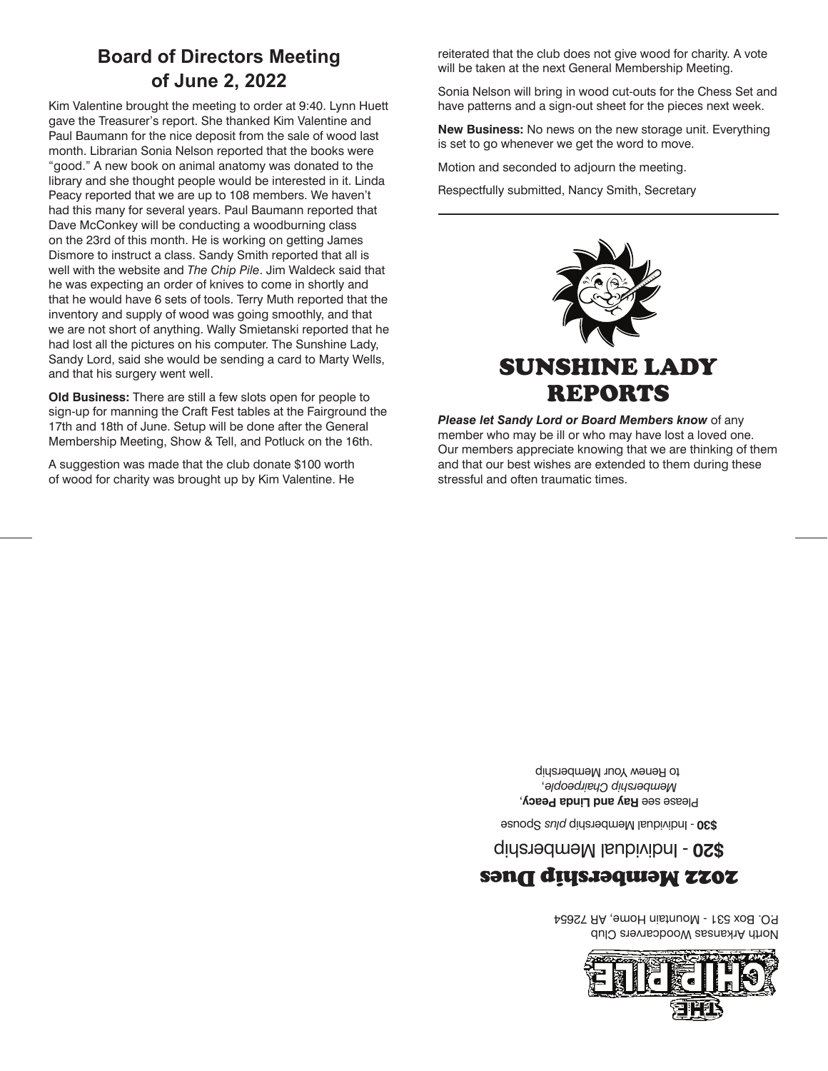## Board of Directors Meeting of June 2, 2022

Kim Valentine brought the meeting to order at 9:40. Lynn Huett gave the Treasurer's report. She thanked Kim Valentine and Paul Baumann for the nice deposit from the sale of wood last month. Librarian Sonia Nelson reported that the books were "good." A new book on animal anatomy was donated to the library and she thought people would be interested in it. Linda Peacy reported that we are up to 108 members. We haven't had this many for several years. Paul Baumann reported that Dave McConkey will be conducting a woodburning class on the 23rd of this month. He is working on getting James Dismore to instruct a class. Sandy Smith reported that all is well with the website and *The Chip Pile*. Jim Waldeck said that he was expecting an order of knives to come in shortly and that he would have 6 sets of tools. Terry Muth reported that the inventory and supply of wood was going smoothly, and that we are not short of anything. Wally Smietanski reported that he had lost all the pictures on his computer. The Sunshine Lady, Sandy Lord, said she would be sending a card to Marty Wells, and that his surgery went well.

**Old Business:** There are still a few slots open for people to sign-up for manning the Craft Fest tables at the Fairground the 17th and 18th of June. Setup will be done after the General Membership Meeting, Show & Tell, and Potluck on the 16th.

A suggestion was made that the club donate $100 worth of wood for charity was brought up by Kim Valentine. He reiterated that the club does not give wood for charity. A vote will be taken at the next General Membership Meeting.

Sonia Nelson will bring in wood cut-outs for the Chess Set and have patterns and a sign-out sheet for the pieces next week.

**New Business:** No news on the new storage unit. Everything is set to go whenever we get the word to move.

Motion and seconded to adjourn the meeting.

Respectfully submitted, Nancy Smith, Secretary

## SUNSHINE LADY REPORTS

***Please let Sandy Lord or Board Members know*** of any member who may be ill or who may have lost a loved one. Our members appreciate knowing that we are thinking of them and that our best wishes are extended to them during these stressful and often traumatic times.

THE CHIP PILE

North Arkansas Woodcarvers Club
P.O. Box 531 - Mountain Home, AR 72654

## 2022 Membership Dues

**$20** - Individual Membership

**$30** - Individual Membership *plus* Spouse

Please see **Ray and Linda Peacy**, *Membership Chairpeople*, to Renew Your Membership